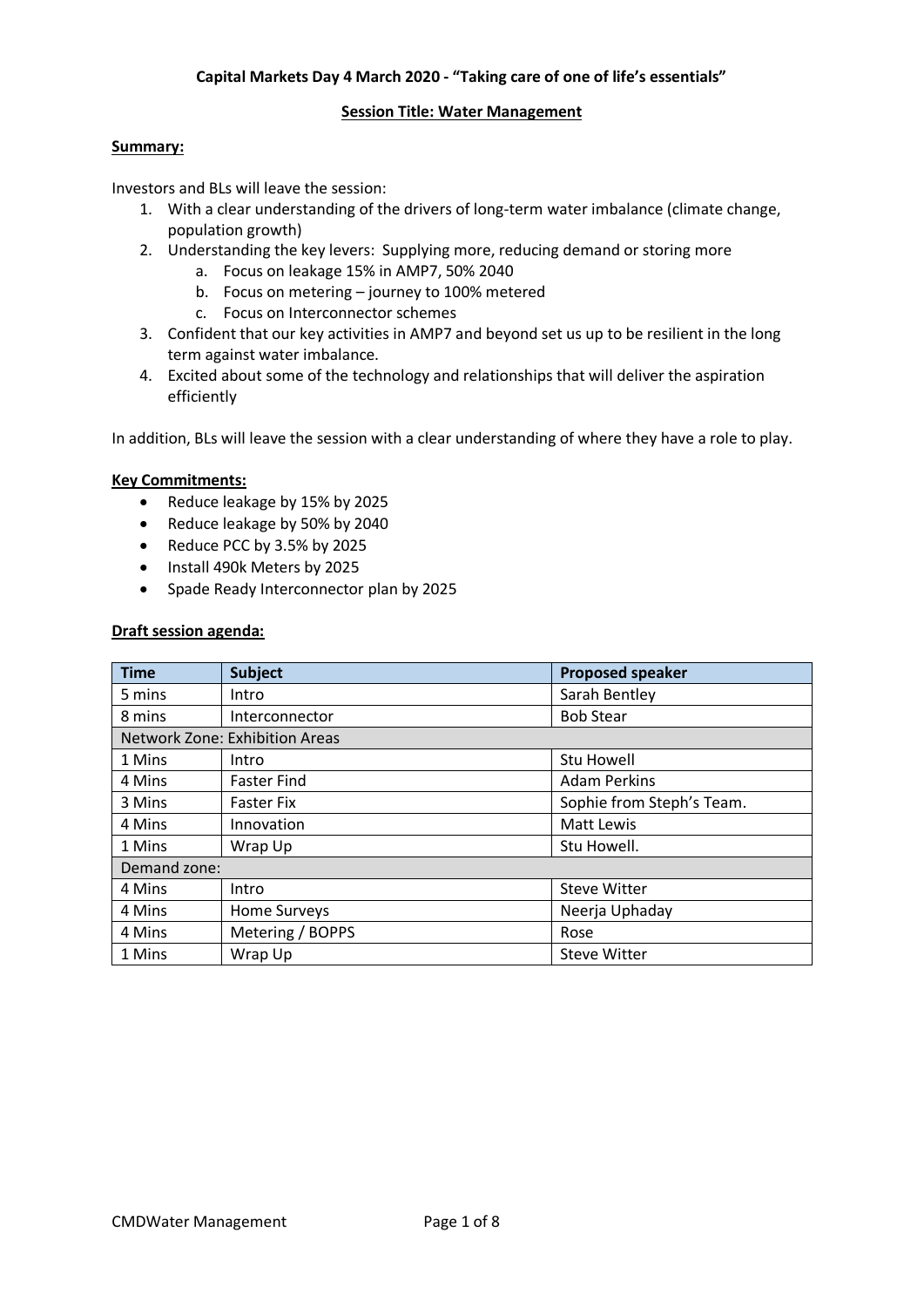**Capital Markets Day 4 March 2020 - "Taking care of one of life's essentials"**

**Session Title: Water Management**

**Summary:**

Investors and BLs will leave the session:

1. With a clear understanding of the drivers of long-term water imbalance (climate change, population growth)
2. Understanding the key levers: Supplying more, reducing demand or storing more
   a. Focus on leakage 15% in AMP7, 50% 2040
   b. Focus on metering – journey to 100% metered
   c. Focus on Interconnector schemes
3. Confident that our key activities in AMP7 and beyond set us up to be resilient in the long term against water imbalance.
4. Excited about some of the technology and relationships that will deliver the aspiration efficiently

In addition, BLs will leave the session with a clear understanding of where they have a role to play.

**Key Commitments:**

- Reduce leakage by 15% by 2025
- Reduce leakage by 50% by 2040
- Reduce PCC by 3.5% by 2025
- Install 490k Meters by 2025
- Spade Ready Interconnector plan by 2025

**Draft session agenda:**

| Time | Subject | Proposed speaker |
|---|---|---|
| 5 mins | Intro | Sarah Bentley |
| 8 mins | Interconnector | Bob Stear |
| Network Zone: Exhibition Areas | | |
| 1 Mins | Intro | Stu Howell |
| 4 Mins | Faster Find | Adam Perkins |
| 3 Mins | Faster Fix | Sophie from Steph's Team. |
| 4 Mins | Innovation | Matt Lewis |
| 1 Mins | Wrap Up | Stu Howell. |
| Demand zone: | | |
| 4 Mins | Intro | Steve Witter |
| 4 Mins | Home Surveys | Neerja Uphaday |
| 4 Mins | Metering / BOPPS | Rose |
| 1 Mins | Wrap Up | Steve Witter |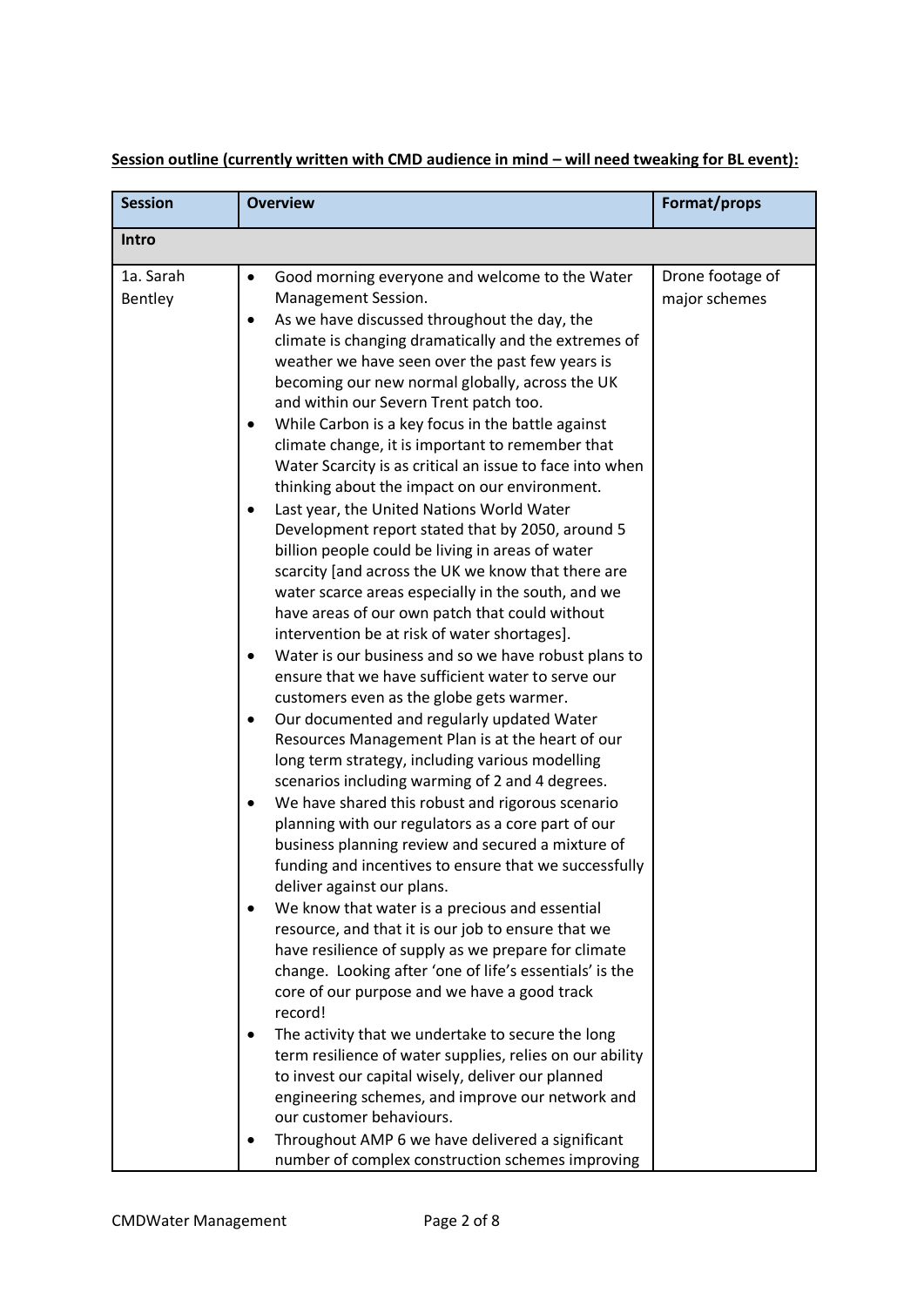**<u>Session outline (currently written with CMD audience in mind – will need tweaking for BL event):</u>**

| Session | Overview | Format/props |
|---|---|---|
| **Intro** | | |
| 1a. Sarah Bentley | • Good morning everyone and welcome to the Water Management Session.<br>• As we have discussed throughout the day, the climate is changing dramatically and the extremes of weather we have seen over the past few years is becoming our new normal globally, across the UK and within our Severn Trent patch too.<br>• While Carbon is a key focus in the battle against climate change, it is important to remember that Water Scarcity is as critical an issue to face into when thinking about the impact on our environment.<br>• Last year, the United Nations World Water Development report stated that by 2050, around 5 billion people could be living in areas of water scarcity [and across the UK we know that there are water scarce areas especially in the south, and we have areas of our own patch that could without intervention be at risk of water shortages].<br>• Water is our business and so we have robust plans to ensure that we have sufficient water to serve our customers even as the globe gets warmer.<br>• Our documented and regularly updated Water Resources Management Plan is at the heart of our long term strategy, including various modelling scenarios including warming of 2 and 4 degrees.<br>• We have shared this robust and rigorous scenario planning with our regulators as a core part of our business planning review and secured a mixture of funding and incentives to ensure that we successfully deliver against our plans.<br>• We know that water is a precious and essential resource, and that it is our job to ensure that we have resilience of supply as we prepare for climate change. Looking after 'one of life's essentials' is the core of our purpose and we have a good track record!<br>• The activity that we undertake to secure the long term resilience of water supplies, relies on our ability to invest our capital wisely, deliver our planned engineering schemes, and improve our network and our customer behaviours.<br>• Throughout AMP 6 we have delivered a significant number of complex construction schemes improving | Drone footage of major schemes |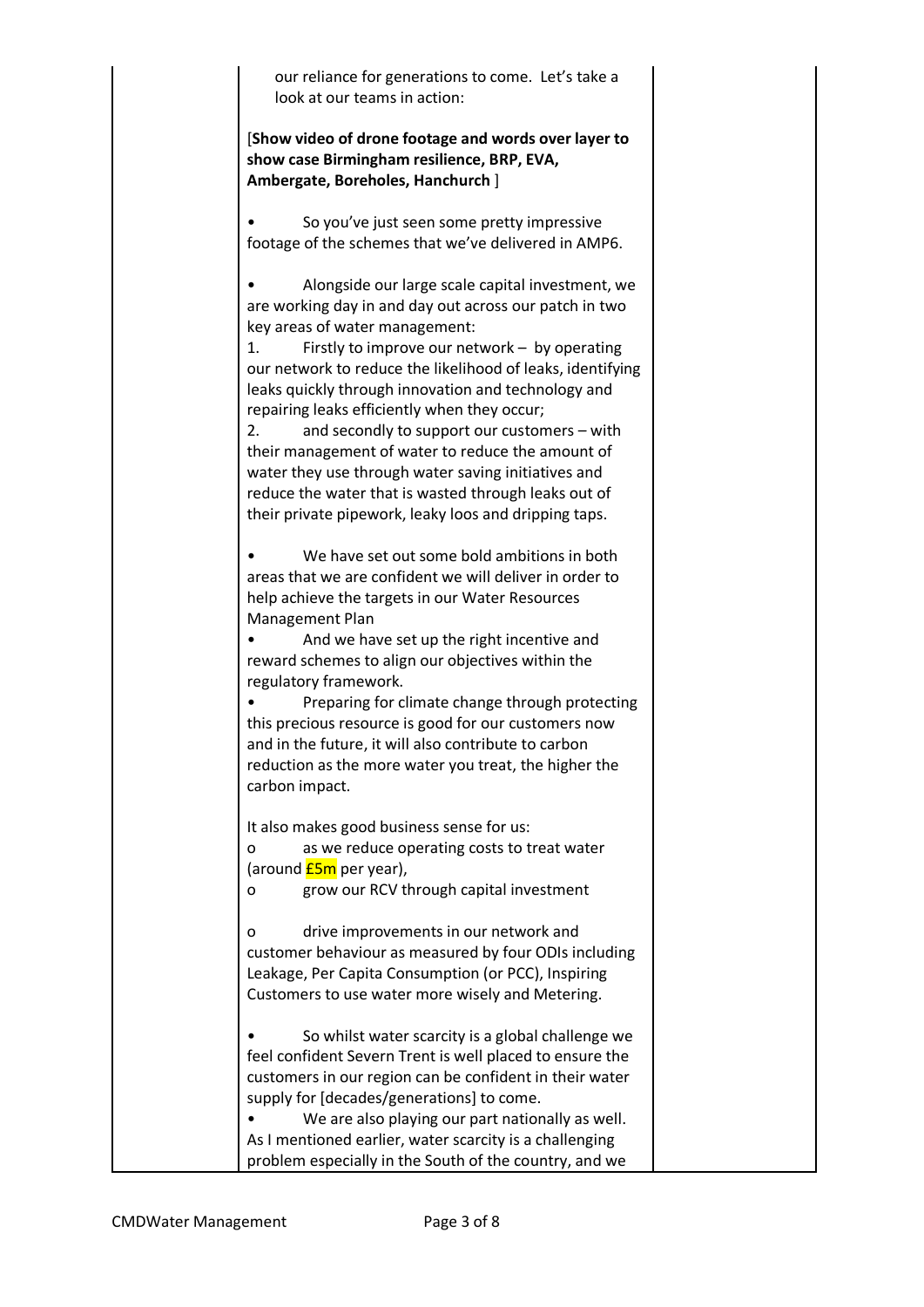our reliance for generations to come. Let's take a look at our teams in action:

[**Show video of drone footage and words over layer to show case Birmingham resilience, BRP, EVA, Ambergate, Boreholes, Hanchurch** ]

- So you've just seen some pretty impressive footage of the schemes that we've delivered in AMP6.

- Alongside our large scale capital investment, we are working day in and day out across our patch in two key areas of water management:

  1. Firstly to improve our network – by operating our network to reduce the likelihood of leaks, identifying leaks quickly through innovation and technology and repairing leaks efficiently when they occur;
  2. and secondly to support our customers – with their management of water to reduce the amount of water they use through water saving initiatives and reduce the water that is wasted through leaks out of their private pipework, leaky loos and dripping taps.

- We have set out some bold ambitions in both areas that we are confident we will deliver in order to help achieve the targets in our Water Resources Management Plan
- And we have set up the right incentive and reward schemes to align our objectives within the regulatory framework.
- Preparing for climate change through protecting this precious resource is good for our customers now and in the future, it will also contribute to carbon reduction as the more water you treat, the higher the carbon impact.

It also makes good business sense for us:

- as we reduce operating costs to treat water (around £5m per year),
- grow our RCV through capital investment
- drive improvements in our network and customer behaviour as measured by four ODIs including Leakage, Per Capita Consumption (or PCC), Inspiring Customers to use water more wisely and Metering.

- So whilst water scarcity is a global challenge we feel confident Severn Trent is well placed to ensure the customers in our region can be confident in their water supply for [decades/generations] to come.
- We are also playing our part nationally as well. As I mentioned earlier, water scarcity is a challenging problem especially in the South of the country, and we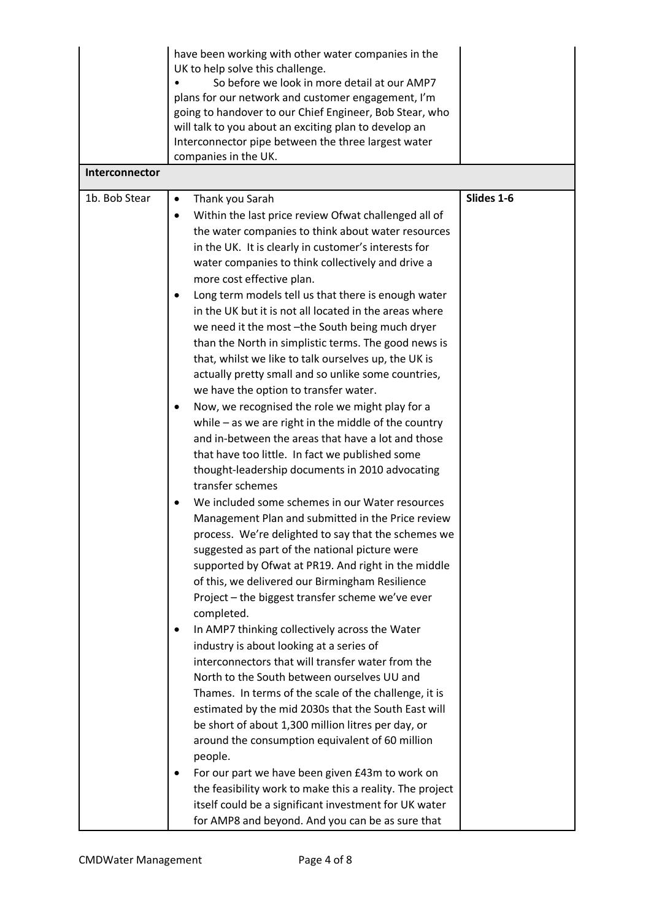| | | |
|---|---|---|
| | have been working with other water companies in the UK to help solve this challenge.<br>• So before we look in more detail at our AMP7 plans for our network and customer engagement, I'm going to handover to our Chief Engineer, Bob Stear, who will talk to you about an exciting plan to develop an Interconnector pipe between the three largest water companies in the UK. | |
| **Interconnector** | | |
| 1b. Bob Stear | • Thank you Sarah<br>• Within the last price review Ofwat challenged all of the water companies to think about water resources in the UK. It is clearly in customer's interests for water companies to think collectively and drive a more cost effective plan.<br>• Long term models tell us that there is enough water in the UK but it is not all located in the areas where we need it the most –the South being much dryer than the North in simplistic terms. The good news is that, whilst we like to talk ourselves up, the UK is actually pretty small and so unlike some countries, we have the option to transfer water.<br>• Now, we recognised the role we might play for a while – as we are right in the middle of the country and in-between the areas that have a lot and those that have too little. In fact we published some thought-leadership documents in 2010 advocating transfer schemes<br>• We included some schemes in our Water resources Management Plan and submitted in the Price review process. We're delighted to say that the schemes we suggested as part of the national picture were supported by Ofwat at PR19. And right in the middle of this, we delivered our Birmingham Resilience Project – the biggest transfer scheme we've ever completed.<br>• In AMP7 thinking collectively across the Water industry is about looking at a series of interconnectors that will transfer water from the North to the South between ourselves UU and Thames. In terms of the scale of the challenge, it is estimated by the mid 2030s that the South East will be short of about 1,300 million litres per day, or around the consumption equivalent of 60 million people.<br>• For our part we have been given £43m to work on the feasibility work to make this a reality. The project itself could be a significant investment for UK water for AMP8 and beyond. And you can be as sure that | **Slides 1-6** |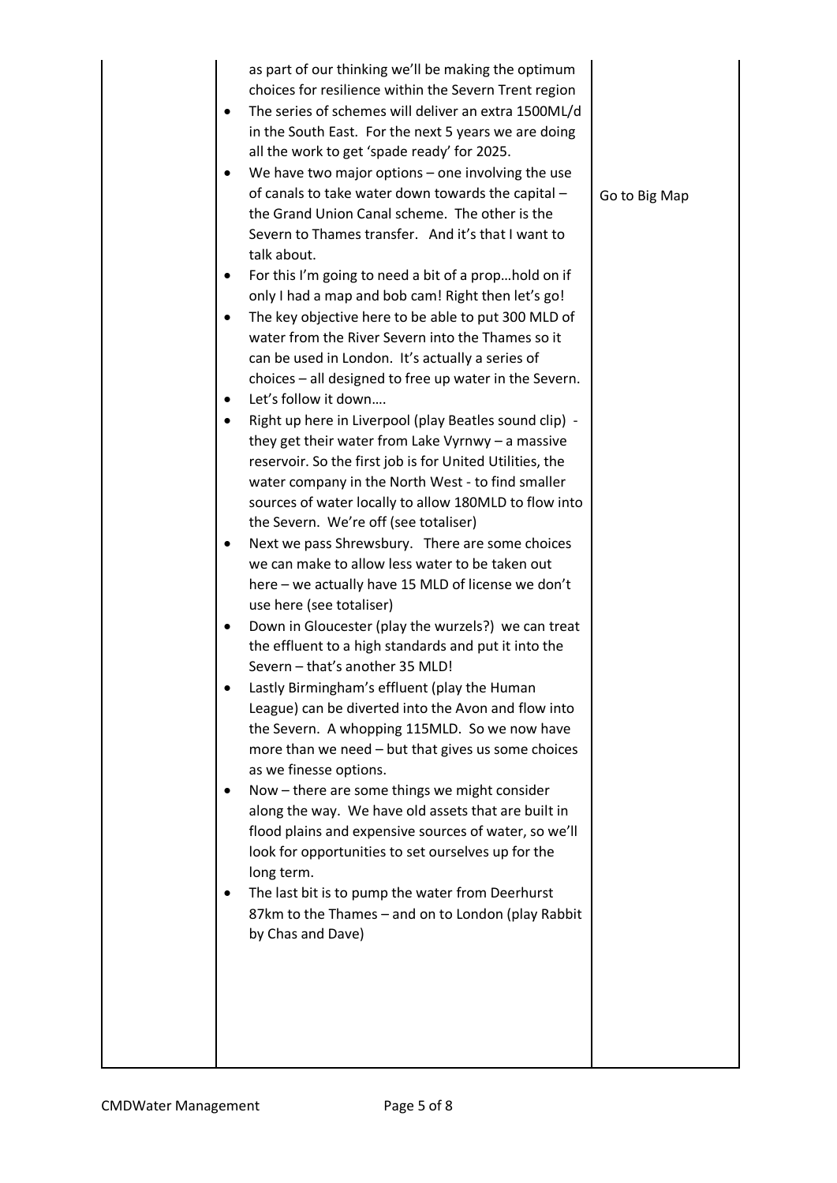|  |  |  |
|---|---|---|
|  | as part of our thinking we'll be making the optimum choices for resilience within the Severn Trent region<br>• The series of schemes will deliver an extra 1500ML/d in the South East. For the next 5 years we are doing all the work to get 'spade ready' for 2025.<br>• We have two major options – one involving the use of canals to take water down towards the capital – the Grand Union Canal scheme. The other is the Severn to Thames transfer. And it's that I want to talk about.<br>• For this I'm going to need a bit of a prop…hold on if only I had a map and bob cam! Right then let's go!<br>• The key objective here to be able to put 300 MLD of water from the River Severn into the Thames so it can be used in London. It's actually a series of choices – all designed to free up water in the Severn.<br>• Let's follow it down….<br>• Right up here in Liverpool (play Beatles sound clip) - they get their water from Lake Vyrnwy – a massive reservoir. So the first job is for United Utilities, the water company in the North West - to find smaller sources of water locally to allow 180MLD to flow into the Severn. We're off (see totaliser)<br>• Next we pass Shrewsbury. There are some choices we can make to allow less water to be taken out here – we actually have 15 MLD of license we don't use here (see totaliser)<br>• Down in Gloucester (play the wurzels?) we can treat the effluent to a high standards and put it into the Severn – that's another 35 MLD!<br>• Lastly Birmingham's effluent (play the Human League) can be diverted into the Avon and flow into the Severn. A whopping 115MLD. So we now have more than we need – but that gives us some choices as we finesse options.<br>• Now – there are some things we might consider along the way. We have old assets that are built in flood plains and expensive sources of water, so we'll look for opportunities to set ourselves up for the long term.<br>• The last bit is to pump the water from Deerhurst 87km to the Thames – and on to London (play Rabbit by Chas and Dave) | Go to Big Map |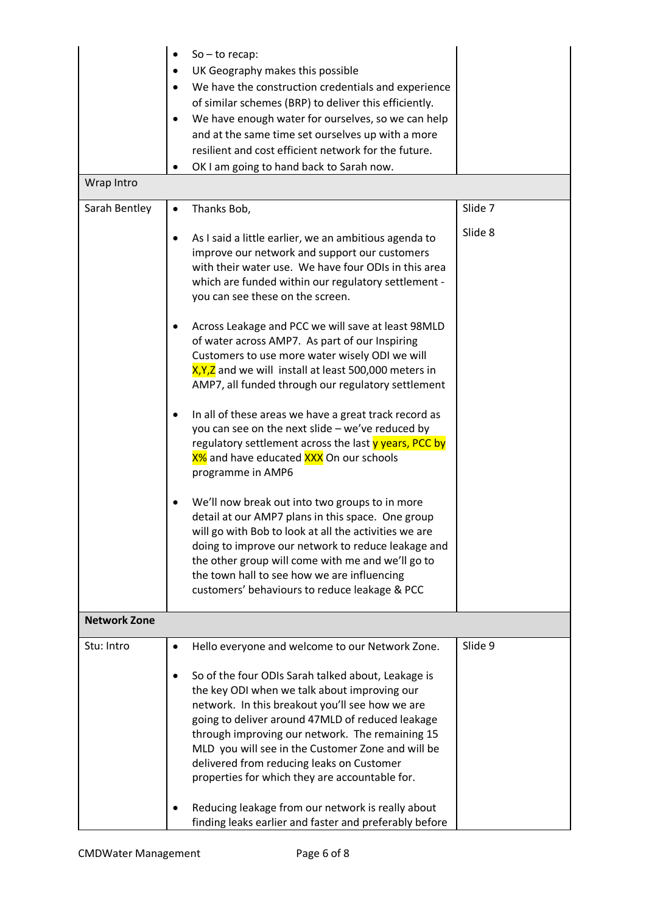| | | |
|---|---|---|
| | • So – to recap:<br>• UK Geography makes this possible<br>• We have the construction credentials and experience of similar schemes (BRP) to deliver this efficiently.<br>• We have enough water for ourselves, so we can help and at the same time set ourselves up with a more resilient and cost efficient network for the future.<br>• OK I am going to hand back to Sarah now. | |
| Wrap Intro | | |
| Sarah Bentley | • Thanks Bob,<br><br>• As I said a little earlier, we an ambitious agenda to improve our network and support our customers with their water use. We have four ODIs in this area which are funded within our regulatory settlement - you can see these on the screen.<br><br>• Across Leakage and PCC we will save at least 98MLD of water across AMP7. As part of our Inspiring Customers to use more water wisely ODI we will X,Y,Z and we will install at least 500,000 meters in AMP7, all funded through our regulatory settlement<br><br>• In all of these areas we have a great track record as you can see on the next slide – we've reduced by regulatory settlement across the last y years, PCC by X% and have educated XXX On our schools programme in AMP6<br><br>• We'll now break out into two groups to in more detail at our AMP7 plans in this space. One group will go with Bob to look at all the activities we are doing to improve our network to reduce leakage and the other group will come with me and we'll go to the town hall to see how we are influencing customers' behaviours to reduce leakage & PCC | Slide 7<br><br>Slide 8 |
| **Network Zone** | | |
| Stu: Intro | • Hello everyone and welcome to our Network Zone.<br><br>• So of the four ODIs Sarah talked about, Leakage is the key ODI when we talk about improving our network. In this breakout you'll see how we are going to deliver around 47MLD of reduced leakage through improving our network. The remaining 15 MLD you will see in the Customer Zone and will be delivered from reducing leaks on Customer properties for which they are accountable for.<br><br>• Reducing leakage from our network is really about finding leaks earlier and faster and preferably before | Slide 9 |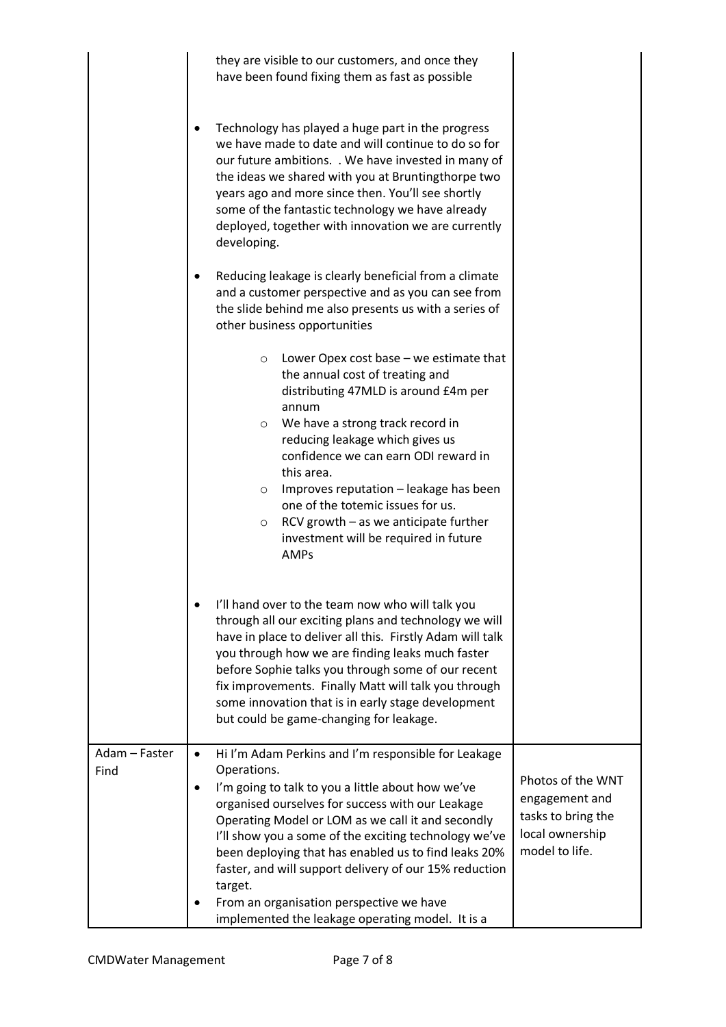| | | |
|---|---|---|
| | they are visible to our customers, and once they have been found fixing them as fast as possible<br><br>• Technology has played a huge part in the progress we have made to date and will continue to do so for our future ambitions. . We have invested in many of the ideas we shared with you at Bruntingthorpe two years ago and more since then. You'll see shortly some of the fantastic technology we have already deployed, together with innovation we are currently developing.<br><br>• Reducing leakage is clearly beneficial from a climate and a customer perspective and as you can see from the slide behind me also presents us with a series of other business opportunities<br>&nbsp;&nbsp;&nbsp;&nbsp;o Lower Opex cost base – we estimate that the annual cost of treating and distributing 47MLD is around £4m per annum<br>&nbsp;&nbsp;&nbsp;&nbsp;o We have a strong track record in reducing leakage which gives us confidence we can earn ODI reward in this area.<br>&nbsp;&nbsp;&nbsp;&nbsp;o Improves reputation – leakage has been one of the totemic issues for us.<br>&nbsp;&nbsp;&nbsp;&nbsp;o RCV growth – as we anticipate further investment will be required in future AMPs<br><br>• I'll hand over to the team now who will talk you through all our exciting plans and technology we will have in place to deliver all this. Firstly Adam will talk you through how we are finding leaks much faster before Sophie talks you through some of our recent fix improvements. Finally Matt will talk you through some innovation that is in early stage development but could be game-changing for leakage. | |
| Adam – Faster Find | • Hi I'm Adam Perkins and I'm responsible for Leakage Operations.<br>• I'm going to talk to you a little about how we've organised ourselves for success with our Leakage Operating Model or LOM as we call it and secondly I'll show you a some of the exciting technology we've been deploying that has enabled us to find leaks 20% faster, and will support delivery of our 15% reduction target.<br>• From an organisation perspective we have implemented the leakage operating model. It is a | Photos of the WNT engagement and tasks to bring the local ownership model to life. |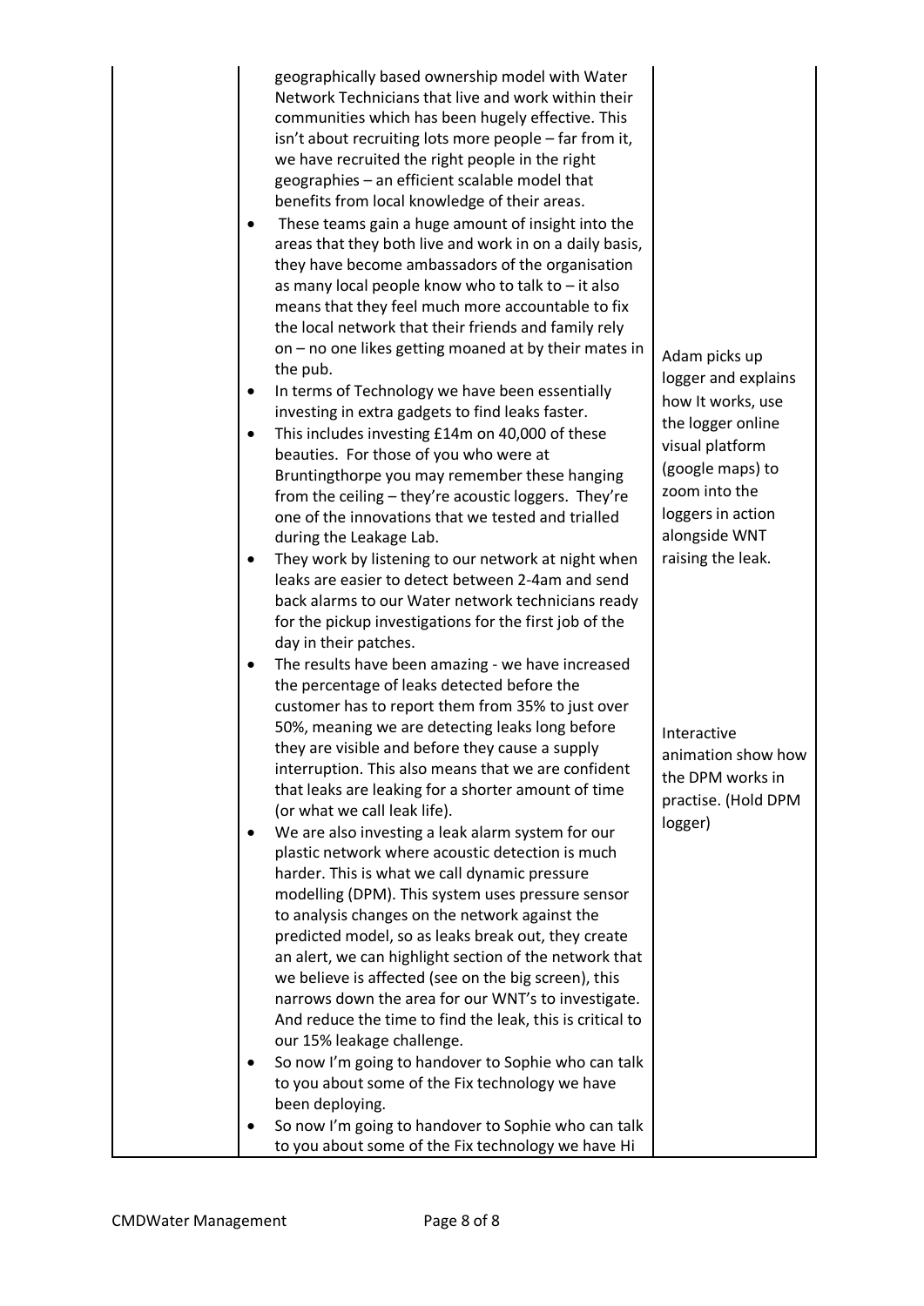| | | |
|---|---|---|
| | geographically based ownership model with Water Network Technicians that live and work within their communities which has been hugely effective. This isn't about recruiting lots more people – far from it, we have recruited the right people in the right geographies – an efficient scalable model that benefits from local knowledge of their areas.<br>• These teams gain a huge amount of insight into the areas that they both live and work in on a daily basis, they have become ambassadors of the organisation as many local people know who to talk to – it also means that they feel much more accountable to fix the local network that their friends and family rely on – no one likes getting moaned at by their mates in the pub.<br>• In terms of Technology we have been essentially investing in extra gadgets to find leaks faster.<br>• This includes investing £14m on 40,000 of these beauties. For those of you who were at Bruntingthorpe you may remember these hanging from the ceiling – they're acoustic loggers. They're one of the innovations that we tested and trialled during the Leakage Lab.<br>• They work by listening to our network at night when leaks are easier to detect between 2-4am and send back alarms to our Water network technicians ready for the pickup investigations for the first job of the day in their patches.<br>• The results have been amazing - we have increased the percentage of leaks detected before the customer has to report them from 35% to just over 50%, meaning we are detecting leaks long before they are visible and before they cause a supply interruption. This also means that we are confident that leaks are leaking for a shorter amount of time (or what we call leak life).<br>• We are also investing a leak alarm system for our plastic network where acoustic detection is much harder. This is what we call dynamic pressure modelling (DPM). This system uses pressure sensor to analysis changes on the network against the predicted model, so as leaks break out, they create an alert, we can highlight section of the network that we believe is affected (see on the big screen), this narrows down the area for our WNT's to investigate. And reduce the time to find the leak, this is critical to our 15% leakage challenge.<br>• So now I'm going to handover to Sophie who can talk to you about some of the Fix technology we have been deploying.<br>• So now I'm going to handover to Sophie who can talk to you about some of the Fix technology we have Hi | Adam picks up logger and explains how It works, use the logger online visual platform (google maps) to zoom into the loggers in action alongside WNT raising the leak.<br><br>Interactive animation show how the DPM works in practise. (Hold DPM logger) |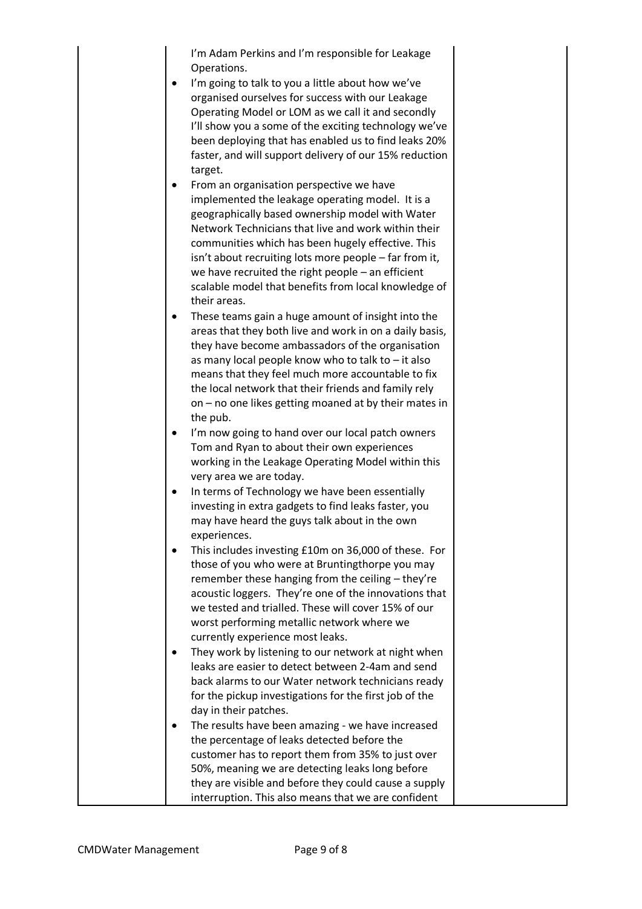I'm Adam Perkins and I'm responsible for Leakage Operations.

- I'm going to talk to you a little about how we've organised ourselves for success with our Leakage Operating Model or LOM as we call it and secondly I'll show you a some of the exciting technology we've been deploying that has enabled us to find leaks 20% faster, and will support delivery of our 15% reduction target.
- From an organisation perspective we have implemented the leakage operating model. It is a geographically based ownership model with Water Network Technicians that live and work within their communities which has been hugely effective. This isn't about recruiting lots more people – far from it, we have recruited the right people – an efficient scalable model that benefits from local knowledge of their areas.
- These teams gain a huge amount of insight into the areas that they both live and work in on a daily basis, they have become ambassadors of the organisation as many local people know who to talk to – it also means that they feel much more accountable to fix the local network that their friends and family rely on – no one likes getting moaned at by their mates in the pub.
- I'm now going to hand over our local patch owners Tom and Ryan to about their own experiences working in the Leakage Operating Model within this very area we are today.
- In terms of Technology we have been essentially investing in extra gadgets to find leaks faster, you may have heard the guys talk about in the own experiences.
- This includes investing £10m on 36,000 of these. For those of you who were at Bruntingthorpe you may remember these hanging from the ceiling – they're acoustic loggers. They're one of the innovations that we tested and trialled. These will cover 15% of our worst performing metallic network where we currently experience most leaks.
- They work by listening to our network at night when leaks are easier to detect between 2-4am and send back alarms to our Water network technicians ready for the pickup investigations for the first job of the day in their patches.
- The results have been amazing - we have increased the percentage of leaks detected before the customer has to report them from 35% to just over 50%, meaning we are detecting leaks long before they are visible and before they could cause a supply interruption. This also means that we are confident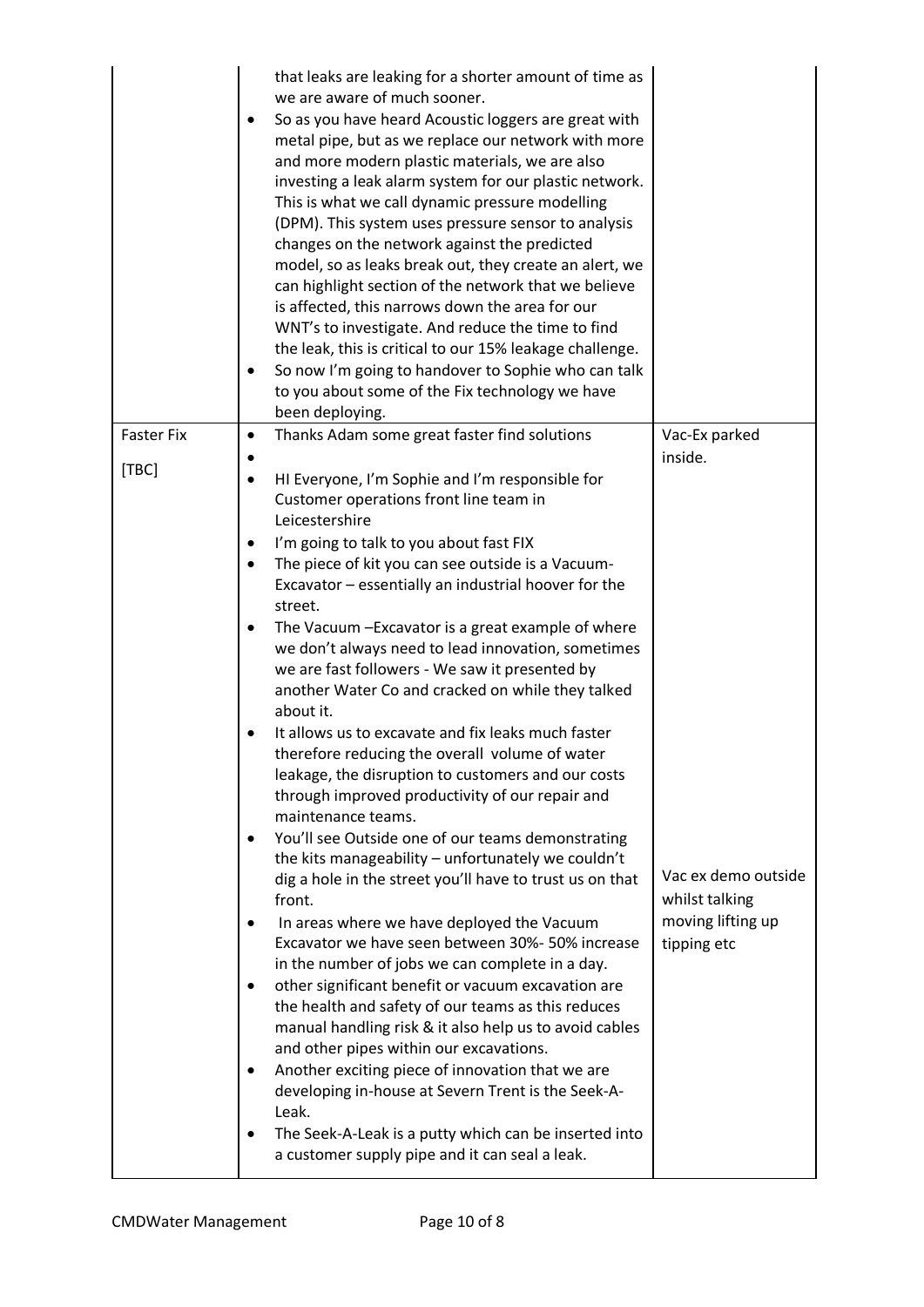| | | |
|---|---|---|
| | <ul><li>that leaks are leaking for a shorter amount of time as we are aware of much sooner.</li><li>So as you have heard Acoustic loggers are great with metal pipe, but as we replace our network with more and more modern plastic materials, we are also investing a leak alarm system for our plastic network. This is what we call dynamic pressure modelling (DPM). This system uses pressure sensor to analysis changes on the network against the predicted model, so as leaks break out, they create an alert, we can highlight section of the network that we believe is affected, this narrows down the area for our WNT's to investigate. And reduce the time to find the leak, this is critical to our 15% leakage challenge.</li><li>So now I'm going to handover to Sophie who can talk to you about some of the Fix technology we have been deploying.</li></ul> | |
| Faster Fix<br><br>[TBC] | <ul><li>Thanks Adam some great faster find solutions</li><li></li><li>HI Everyone, I'm Sophie and I'm responsible for Customer operations front line team in Leicestershire</li><li>I'm going to talk to you about fast FIX</li><li>The piece of kit you can see outside is a Vacuum-Excavator – essentially an industrial hoover for the street.</li><li>The Vacuum –Excavator is a great example of where we don't always need to lead innovation, sometimes we are fast followers - We saw it presented by another Water Co and cracked on while they talked about it.</li><li>It allows us to excavate and fix leaks much faster therefore reducing the overall volume of water leakage, the disruption to customers and our costs through improved productivity of our repair and maintenance teams.</li><li>You'll see Outside one of our teams demonstrating the kits manageability – unfortunately we couldn't dig a hole in the street you'll have to trust us on that front.</li><li>In areas where we have deployed the Vacuum Excavator we have seen between 30%- 50% increase in the number of jobs we can complete in a day.</li><li>other significant benefit or vacuum excavation are the health and safety of our teams as this reduces manual handling risk & it also help us to avoid cables and other pipes within our excavations.</li><li>Another exciting piece of innovation that we are developing in-house at Severn Trent is the Seek-A-Leak.</li><li>The Seek-A-Leak is a putty which can be inserted into a customer supply pipe and it can seal a leak.</li></ul> | Vac-Ex parked inside.<br><br>Vac ex demo outside whilst talking moving lifting up tipping etc |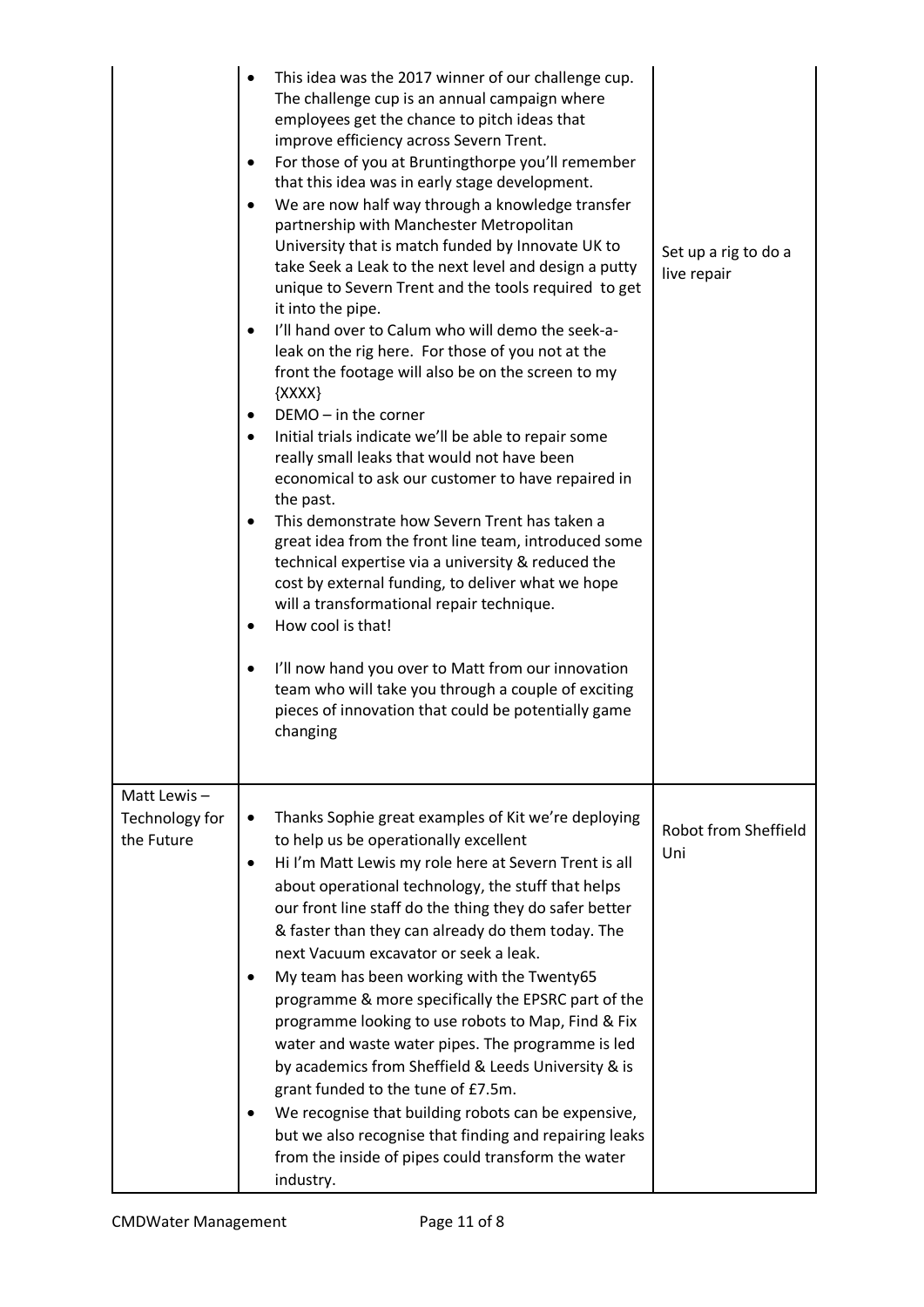| | | |
|---|---|---|
| | • This idea was the 2017 winner of our challenge cup. The challenge cup is an annual campaign where employees get the chance to pitch ideas that improve efficiency across Severn Trent.<br>• For those of you at Bruntingthorpe you'll remember that this idea was in early stage development.<br>• We are now half way through a knowledge transfer partnership with Manchester Metropolitan University that is match funded by Innovate UK to take Seek a Leak to the next level and design a putty unique to Severn Trent and the tools required to get it into the pipe.<br>• I'll hand over to Calum who will demo the seek-a-leak on the rig here. For those of you not at the front the footage will also be on the screen to my {XXXX}<br>• DEMO – in the corner<br>• Initial trials indicate we'll be able to repair some really small leaks that would not have been economical to ask our customer to have repaired in the past.<br>• This demonstrate how Severn Trent has taken a great idea from the front line team, introduced some technical expertise via a university & reduced the cost by external funding, to deliver what we hope will a transformational repair technique.<br>• How cool is that!<br><br>• I'll now hand you over to Matt from our innovation team who will take you through a couple of exciting pieces of innovation that could be potentially game changing | Set up a rig to do a live repair |
| Matt Lewis – Technology for the Future | • Thanks Sophie great examples of Kit we're deploying to help us be operationally excellent<br>• Hi I'm Matt Lewis my role here at Severn Trent is all about operational technology, the stuff that helps our front line staff do the thing they do safer better & faster than they can already do them today. The next Vacuum excavator or seek a leak.<br>• My team has been working with the Twenty65 programme & more specifically the EPSRC part of the programme looking to use robots to Map, Find & Fix water and waste water pipes. The programme is led by academics from Sheffield & Leeds University & is grant funded to the tune of £7.5m.<br>• We recognise that building robots can be expensive, but we also recognise that finding and repairing leaks from the inside of pipes could transform the water industry. | Robot from Sheffield Uni |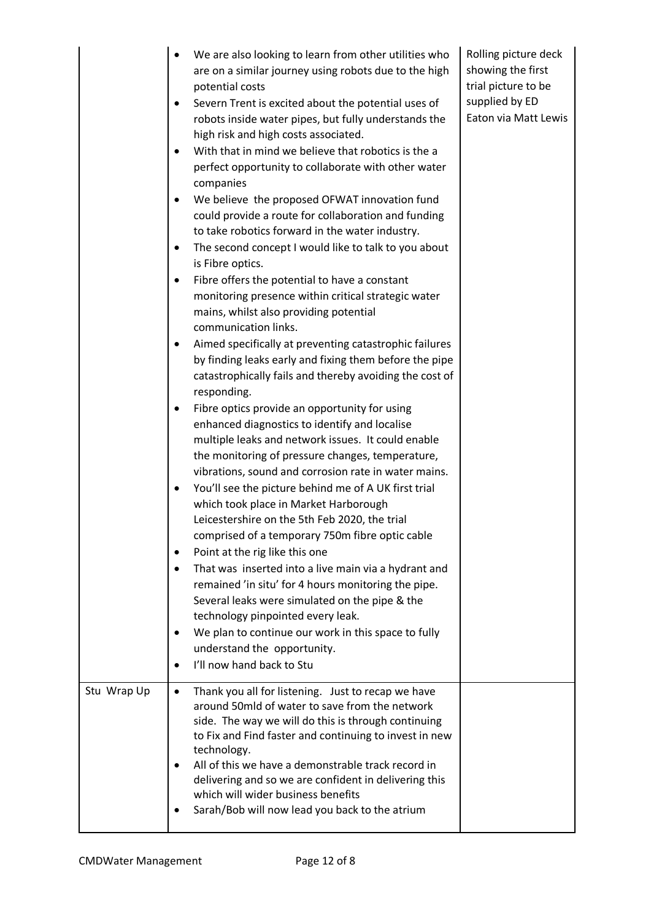|  |  |  |
|---|---|---|
|  | • We are also looking to learn from other utilities who are on a similar journey using robots due to the high potential costs<br>• Severn Trent is excited about the potential uses of robots inside water pipes, but fully understands the high risk and high costs associated.<br>• With that in mind we believe that robotics is the a perfect opportunity to collaborate with other water companies<br>• We believe the proposed OFWAT innovation fund could provide a route for collaboration and funding to take robotics forward in the water industry.<br>• The second concept I would like to talk to you about is Fibre optics.<br>• Fibre offers the potential to have a constant monitoring presence within critical strategic water mains, whilst also providing potential communication links.<br>• Aimed specifically at preventing catastrophic failures by finding leaks early and fixing them before the pipe catastrophically fails and thereby avoiding the cost of responding.<br>• Fibre optics provide an opportunity for using enhanced diagnostics to identify and localise multiple leaks and network issues. It could enable the monitoring of pressure changes, temperature, vibrations, sound and corrosion rate in water mains.<br>• You'll see the picture behind me of A UK first trial which took place in Market Harborough Leicestershire on the 5th Feb 2020, the trial comprised of a temporary 750m fibre optic cable<br>• Point at the rig like this one<br>• That was inserted into a live main via a hydrant and remained 'in situ' for 4 hours monitoring the pipe. Several leaks were simulated on the pipe & the technology pinpointed every leak.<br>• We plan to continue our work in this space to fully understand the opportunity.<br>• I'll now hand back to Stu | Rolling picture deck showing the first trial picture to be supplied by ED Eaton via Matt Lewis |
| Stu Wrap Up | • Thank you all for listening. Just to recap we have around 50mld of water to save from the network side. The way we will do this is through continuing to Fix and Find faster and continuing to invest in new technology.<br>• All of this we have a demonstrable track record in delivering and so we are confident in delivering this which will wider business benefits<br>• Sarah/Bob will now lead you back to the atrium |  |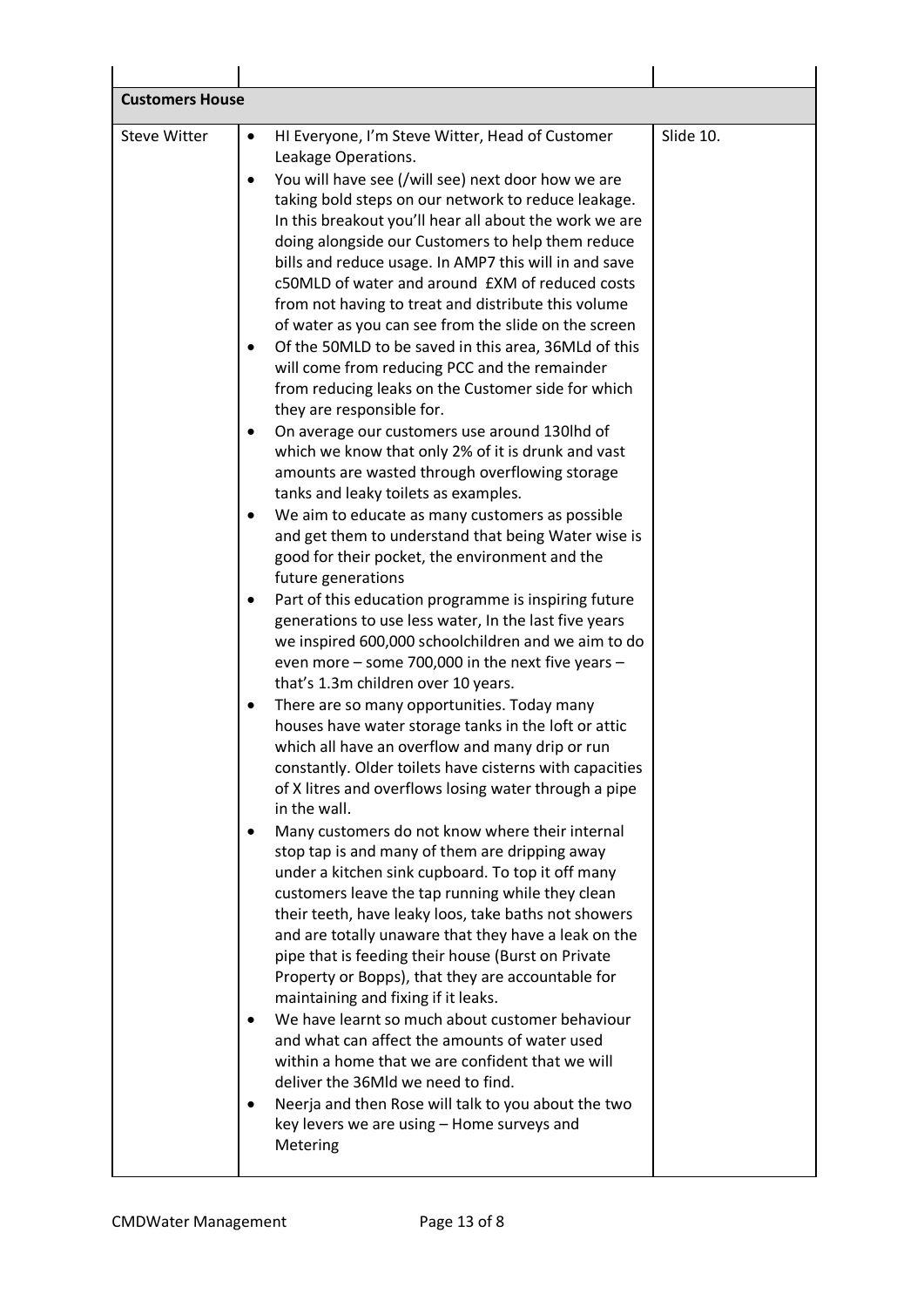| | | |
|---|---|---|
| **Customers House** | | |
| Steve Witter | • HI Everyone, I'm Steve Witter, Head of Customer Leakage Operations.<br>• You will have see (/will see) next door how we are taking bold steps on our network to reduce leakage. In this breakout you'll hear all about the work we are doing alongside our Customers to help them reduce bills and reduce usage. In AMP7 this will in and save c50MLD of water and around £XM of reduced costs from not having to treat and distribute this volume of water as you can see from the slide on the screen<br>• Of the 50MLD to be saved in this area, 36MLd of this will come from reducing PCC and the remainder from reducing leaks on the Customer side for which they are responsible for.<br>• On average our customers use around 130lhd of which we know that only 2% of it is drunk and vast amounts are wasted through overflowing storage tanks and leaky toilets as examples.<br>• We aim to educate as many customers as possible and get them to understand that being Water wise is good for their pocket, the environment and the future generations<br>• Part of this education programme is inspiring future generations to use less water, In the last five years we inspired 600,000 schoolchildren and we aim to do even more – some 700,000 in the next five years – that's 1.3m children over 10 years.<br>• There are so many opportunities. Today many houses have water storage tanks in the loft or attic which all have an overflow and many drip or run constantly. Older toilets have cisterns with capacities of X litres and overflows losing water through a pipe in the wall.<br>• Many customers do not know where their internal stop tap is and many of them are dripping away under a kitchen sink cupboard. To top it off many customers leave the tap running while they clean their teeth, have leaky loos, take baths not showers and are totally unaware that they have a leak on the pipe that is feeding their house (Burst on Private Property or Bopps), that they are accountable for maintaining and fixing if it leaks.<br>• We have learnt so much about customer behaviour and what can affect the amounts of water used within a home that we are confident that we will deliver the 36Mld we need to find.<br>• Neerja and then Rose will talk to you about the two key levers we are using – Home surveys and Metering | Slide 10. |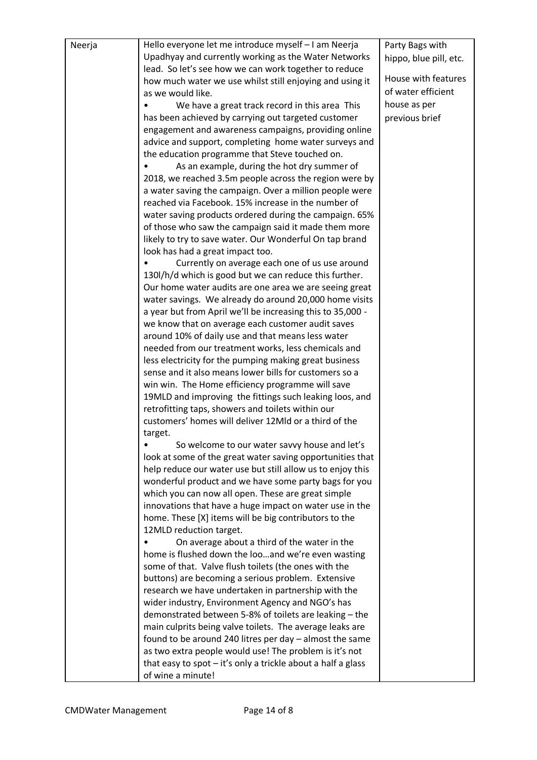| Neerja | Hello everyone let me introduce myself – I am Neerja Upadhyay and currently working as the Water Networks lead. So let's see how we can work together to reduce how much water we use whilst still enjoying and using it as we would like.<br>• We have a great track record in this area This has been achieved by carrying out targeted customer engagement and awareness campaigns, providing online advice and support, completing home water surveys and the education programme that Steve touched on.<br>• As an example, during the hot dry summer of 2018, we reached 3.5m people across the region were by a water saving the campaign. Over a million people were reached via Facebook. 15% increase in the number of water saving products ordered during the campaign. 65% of those who saw the campaign said it made them more likely to try to save water. Our Wonderful On tap brand look has had a great impact too.<br>• Currently on average each one of us use around 130l/h/d which is good but we can reduce this further. Our home water audits are one area we are seeing great water savings. We already do around 20,000 home visits a year but from April we'll be increasing this to 35,000 - we know that on average each customer audit saves around 10% of daily use and that means less water needed from our treatment works, less chemicals and less electricity for the pumping making great business sense and it also means lower bills for customers so a win win. The Home efficiency programme will save 19MLD and improving the fittings such leaking loos, and retrofitting taps, showers and toilets within our customers' homes will deliver 12Mld or a third of the target.<br>• So welcome to our water savvy house and let's look at some of the great water saving opportunities that help reduce our water use but still allow us to enjoy this wonderful product and we have some party bags for you which you can now all open. These are great simple innovations that have a huge impact on water use in the home. These [X] items will be big contributors to the 12MLD reduction target.<br>• On average about a third of the water in the home is flushed down the loo…and we're even wasting some of that. Valve flush toilets (the ones with the buttons) are becoming a serious problem. Extensive research we have undertaken in partnership with the wider industry, Environment Agency and NGO's has demonstrated between 5-8% of toilets are leaking – the main culprits being valve toilets. The average leaks are found to be around 240 litres per day – almost the same as two extra people would use! The problem is it's not that easy to spot – it's only a trickle about a half a glass of wine a minute! | Party Bags with hippo, blue pill, etc.<br><br>House with features of water efficient house as per previous brief |
|---|---|---|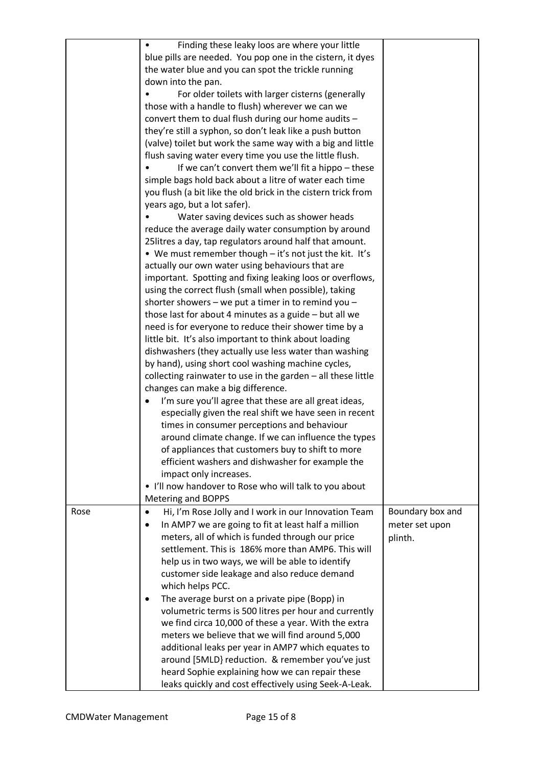|  |  |  |
|---|---|---|
|  | • Finding these leaky loos are where your little blue pills are needed. You pop one in the cistern, it dyes the water blue and you can spot the trickle running down into the pan.<br>• For older toilets with larger cisterns (generally those with a handle to flush) wherever we can we convert them to dual flush during our home audits – they're still a syphon, so don't leak like a push button (valve) toilet but work the same way with a big and little flush saving water every time you use the little flush.<br>• If we can't convert them we'll fit a hippo – these simple bags hold back about a litre of water each time you flush (a bit like the old brick in the cistern trick from years ago, but a lot safer).<br>• Water saving devices such as shower heads reduce the average daily water consumption by around 25litres a day, tap regulators around half that amount.<br>• We must remember though – it's not just the kit. It's actually our own water using behaviours that are important. Spotting and fixing leaking loos or overflows, using the correct flush (small when possible), taking shorter showers – we put a timer in to remind you – those last for about 4 minutes as a guide – but all we need is for everyone to reduce their shower time by a little bit. It's also important to think about loading dishwashers (they actually use less water than washing by hand), using short cool washing machine cycles, collecting rainwater to use in the garden – all these little changes can make a big difference.<br>• I'm sure you'll agree that these are all great ideas, especially given the real shift we have seen in recent times in consumer perceptions and behaviour around climate change. If we can influence the types of appliances that customers buy to shift to more efficient washers and dishwasher for example the impact only increases.<br>• I'll now handover to Rose who will talk to you about Metering and BOPPS |  |
| Rose | • Hi, I'm Rose Jolly and I work in our Innovation Team<br>• In AMP7 we are going to fit at least half a million meters, all of which is funded through our price settlement. This is 186% more than AMP6. This will help us in two ways, we will be able to identify customer side leakage and also reduce demand which helps PCC.<br>• The average burst on a private pipe (Bopp) in volumetric terms is 500 litres per hour and currently we find circa 10,000 of these a year. With the extra meters we believe that we will find around 5,000 additional leaks per year in AMP7 which equates to around [5MLD} reduction. & remember you've just heard Sophie explaining how we can repair these leaks quickly and cost effectively using Seek-A-Leak. | Boundary box and meter set upon plinth. |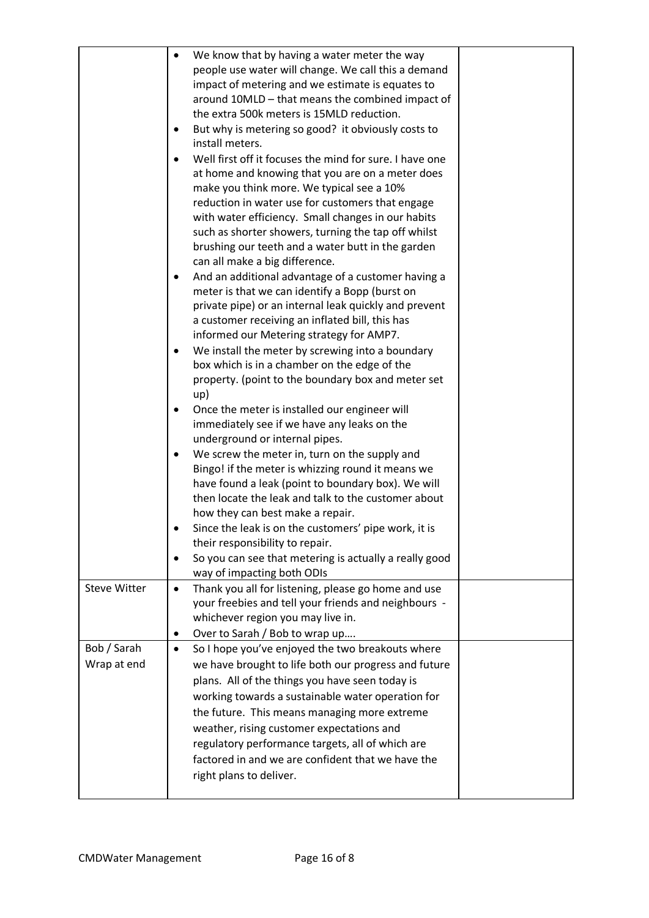| | | |
|---|---|---|
| | • We know that by having a water meter the way people use water will change. We call this a demand impact of metering and we estimate is equates to around 10MLD – that means the combined impact of the extra 500k meters is 15MLD reduction.<br>• But why is metering so good? it obviously costs to install meters.<br>• Well first off it focuses the mind for sure. I have one at home and knowing that you are on a meter does make you think more. We typical see a 10% reduction in water use for customers that engage with water efficiency. Small changes in our habits such as shorter showers, turning the tap off whilst brushing our teeth and a water butt in the garden can all make a big difference.<br>• And an additional advantage of a customer having a meter is that we can identify a Bopp (burst on private pipe) or an internal leak quickly and prevent a customer receiving an inflated bill, this has informed our Metering strategy for AMP7.<br>• We install the meter by screwing into a boundary box which is in a chamber on the edge of the property. (point to the boundary box and meter set up)<br>• Once the meter is installed our engineer will immediately see if we have any leaks on the underground or internal pipes.<br>• We screw the meter in, turn on the supply and Bingo! if the meter is whizzing round it means we have found a leak (point to boundary box). We will then locate the leak and talk to the customer about how they can best make a repair.<br>• Since the leak is on the customers' pipe work, it is their responsibility to repair.<br>• So you can see that metering is actually a really good way of impacting both ODIs | |
| Steve Witter | • Thank you all for listening, please go home and use your freebies and tell your friends and neighbours - whichever region you may live in.<br>• Over to Sarah / Bob to wrap up…. | |
| Bob / Sarah Wrap at end | • So I hope you've enjoyed the two breakouts where we have brought to life both our progress and future plans. All of the things you have seen today is working towards a sustainable water operation for the future. This means managing more extreme weather, rising customer expectations and regulatory performance targets, all of which are factored in and we are confident that we have the right plans to deliver. | |